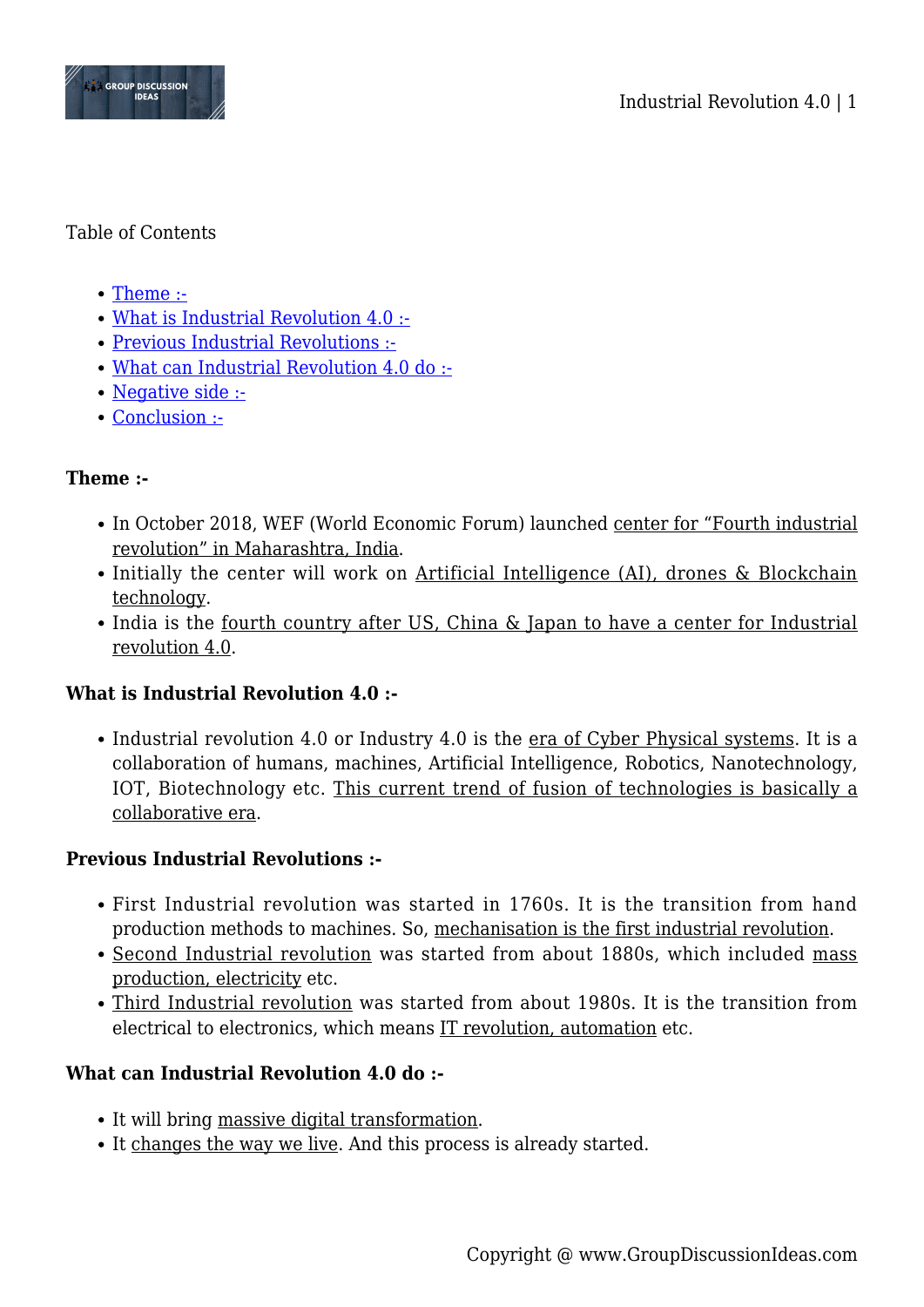Table of Contents

- Theme :-
- What is Industrial Revolution 4.0 :-
- Previous Industrial Revolutions :-
- What can Industrial Revolution 4.0 do :-
- Negative side :-
- Conclusion :-

**Theme :-**

- In October 2018, WEF (World Economic Forum) launched center for "Fourth industrial revolution" in Maharashtra, India.
- Initially the center will work on Artificial Intelligence (AI), drones & Blockchain technology.
- India is the fourth country after US, China & Japan to have a center for Industrial revolution 4.0.

**What is Industrial Revolution 4.0 :-**

- Industrial revolution 4.0 or Industry 4.0 is the era of Cyber Physical systems. It is a collaboration of humans, machines, Artificial Intelligence, Robotics, Nanotechnology, IOT, Biotechnology etc. This current trend of fusion of technologies is basically a collaborative era.

**Previous Industrial Revolutions :-**

- First Industrial revolution was started in 1760s. It is the transition from hand production methods to machines. So, mechanisation is the first industrial revolution.
- Second Industrial revolution was started from about 1880s, which included mass production, electricity etc.
- Third Industrial revolution was started from about 1980s. It is the transition from electrical to electronics, which means IT revolution, automation etc.

**What can Industrial Revolution 4.0 do :-**

- It will bring massive digital transformation.
- It changes the way we live. And this process is already started.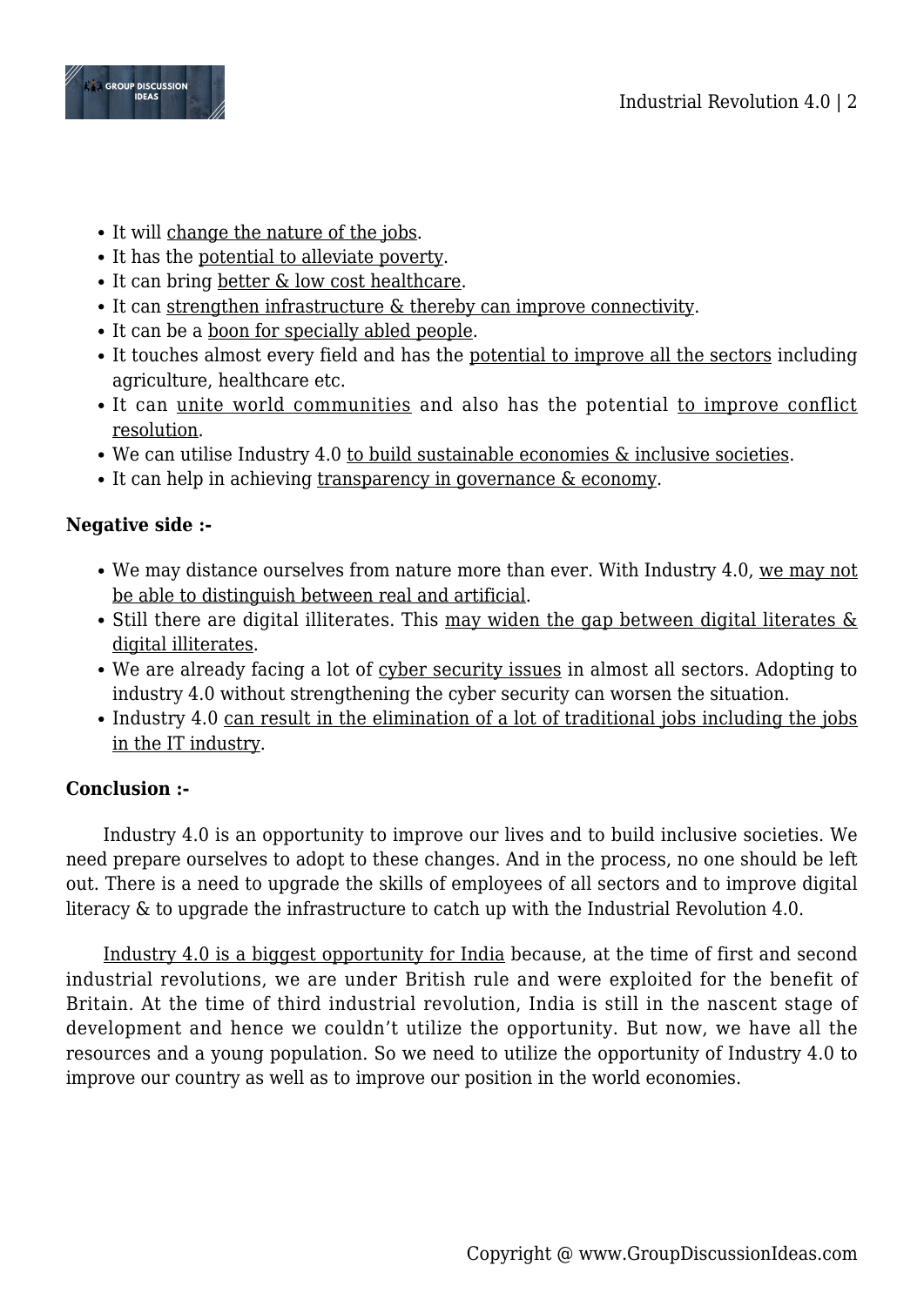- It will change the nature of the jobs.
- It has the potential to alleviate poverty.
- It can bring better & low cost healthcare.
- It can strengthen infrastructure & thereby can improve connectivity.
- It can be a boon for specially abled people.
- It touches almost every field and has the potential to improve all the sectors including agriculture, healthcare etc.
- It can unite world communities and also has the potential to improve conflict resolution.
- We can utilise Industry 4.0 to build sustainable economies & inclusive societies.
- It can help in achieving transparency in governance & economy.

**Negative side :-**

- We may distance ourselves from nature more than ever. With Industry 4.0, we may not be able to distinguish between real and artificial.
- Still there are digital illiterates. This may widen the gap between digital literates & digital illiterates.
- We are already facing a lot of cyber security issues in almost all sectors. Adopting to industry 4.0 without strengthening the cyber security can worsen the situation.
- Industry 4.0 can result in the elimination of a lot of traditional jobs including the jobs in the IT industry.

**Conclusion :-**

Industry 4.0 is an opportunity to improve our lives and to build inclusive societies. We need prepare ourselves to adopt to these changes. And in the process, no one should be left out. There is a need to upgrade the skills of employees of all sectors and to improve digital literacy & to upgrade the infrastructure to catch up with the Industrial Revolution 4.0.

Industry 4.0 is a biggest opportunity for India because, at the time of first and second industrial revolutions, we are under British rule and were exploited for the benefit of Britain. At the time of third industrial revolution, India is still in the nascent stage of development and hence we couldn't utilize the opportunity. But now, we have all the resources and a young population. So we need to utilize the opportunity of Industry 4.0 to improve our country as well as to improve our position in the world economies.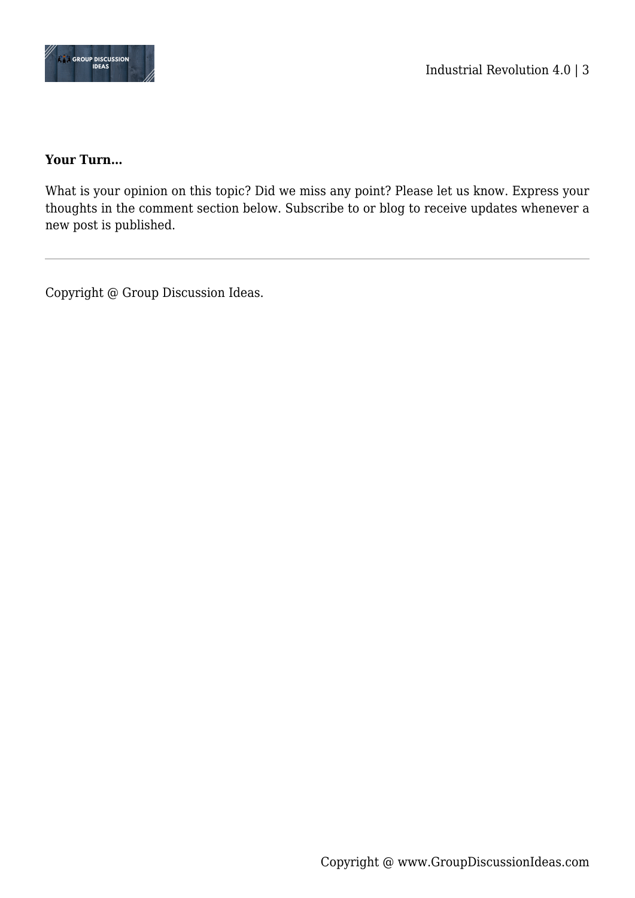**Your Turn…**

What is your opinion on this topic? Did we miss any point? Please let us know. Express your thoughts in the comment section below. Subscribe to or blog to receive updates whenever a new post is published.

---

Copyright @ Group Discussion Ideas.